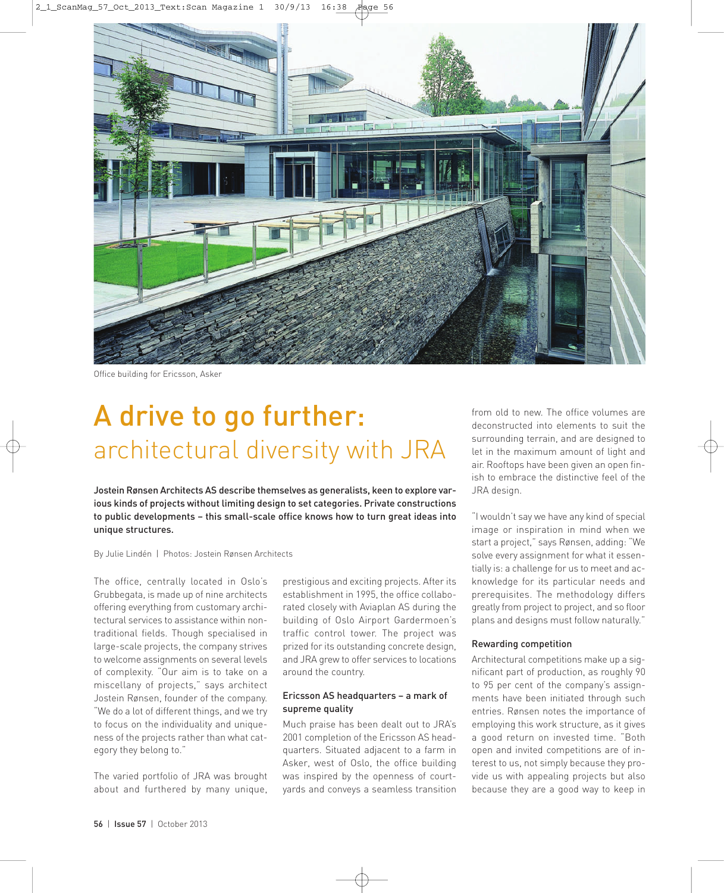Office building for Ericsson, Asker

# A drive to go further: architectural diversity with JRA

**Jostein Rønsen Architects AS describe themselves as generalists, keen to explore various kinds of projects without limiting design to set categories. Private constructions to public developments – this small-scale office knows how to turn great ideas into unique structures.**

By Julie Lindén | Photos: Jostein Rønsen Architects

The office, centrally located in Oslo's Grubbegata, is made up of nine architects offering everything from customary architectural services to assistance within non-traditional fields. Though specialised in large-scale projects, the company strives to welcome assignments on several levels of complexity. "Our aim is to take on a miscellany of projects," says architect Jostein Rønsen, founder of the company. "We do a lot of different things, and we try to focus on the individuality and uniqueness of the projects rather than what category they belong to."

The varied portfolio of JRA was brought about and furthered by many unique, prestigious and exciting projects. After its establishment in 1995, the office collaborated closely with Aviaplan AS during the building of Oslo Airport Gardermoen's traffic control tower. The project was prized for its outstanding concrete design, and JRA grew to offer services to locations around the country.

### Ericsson AS headquarters – a mark of supreme quality

Much praise has been dealt out to JRA's 2001 completion of the Ericsson AS headquarters. Situated adjacent to a farm in Asker, west of Oslo, the office building was inspired by the openness of courtyards and conveys a seamless transition from old to new. The office volumes are deconstructed into elements to suit the surrounding terrain, and are designed to let in the maximum amount of light and air. Rooftops have been given an open finish to embrace the distinctive feel of the JRA design.

"I wouldn't say we have any kind of special image or inspiration in mind when we start a project," says Rønsen, adding: "We solve every assignment for what it essentially is: a challenge for us to meet and acknowledge for its particular needs and prerequisites. The methodology differs greatly from project to project, and so floor plans and designs must follow naturally."

### Rewarding competition

Architectural competitions make up a significant part of production, as roughly 90 to 95 per cent of the company's assignments have been initiated through such entries. Rønsen notes the importance of employing this work structure, as it gives a good return on invested time. "Both open and invited competitions are of interest to us, not simply because they provide us with appealing projects but also because they are a good way to keep in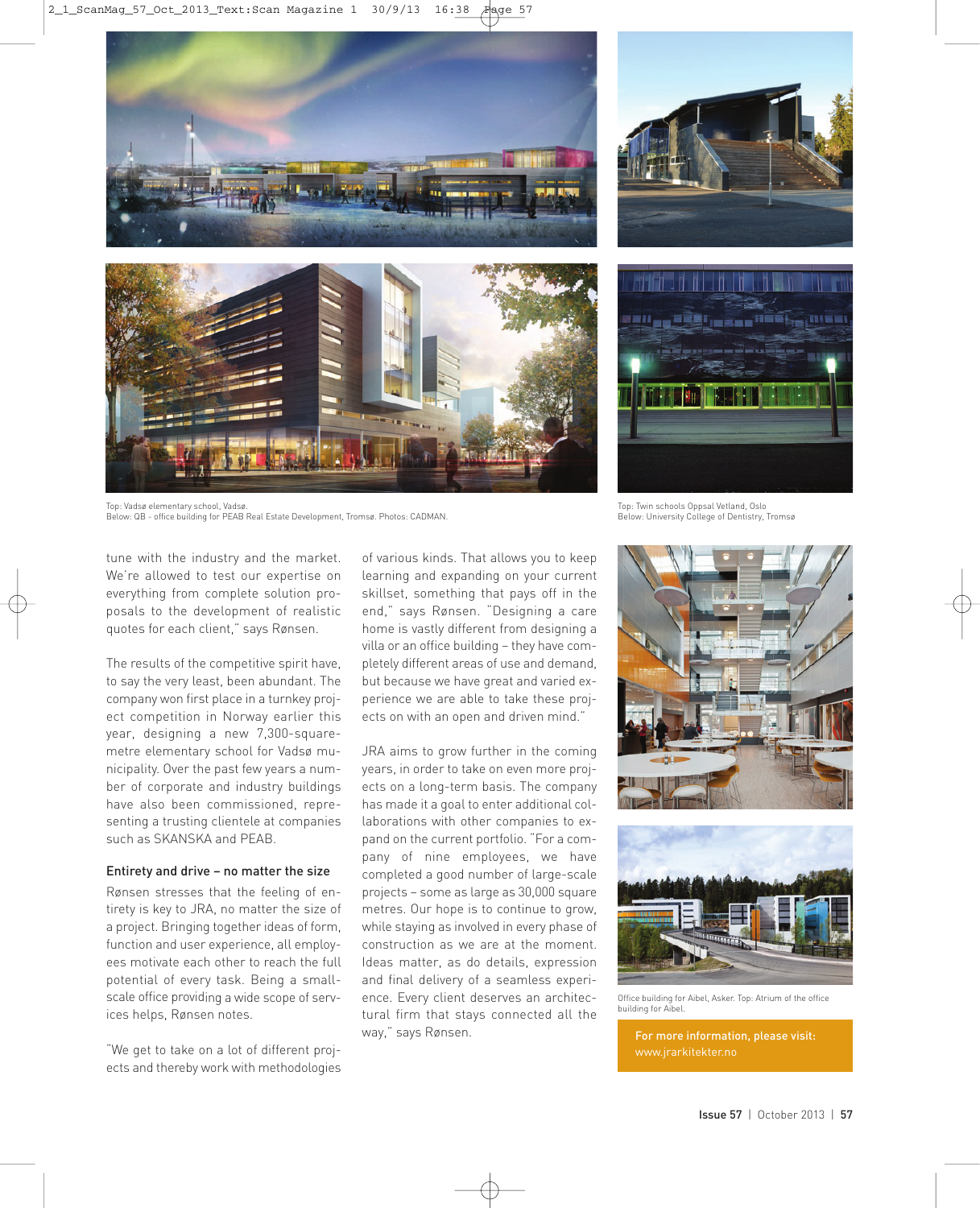Top: Vadsø elementary school, Vadsø.
Below: QB - office building for PEAB Real Estate Development, Tromsø. Photos: CADMAN.

Top: Twin schools Oppsal Vetland, Oslo
Below: University College of Dentistry, Tromsø

tune with the industry and the market. We're allowed to test our expertise on everything from complete solution proposals to the development of realistic quotes for each client," says Rønsen.

The results of the competitive spirit have, to say the very least, been abundant. The company won first place in a turnkey project competition in Norway earlier this year, designing a new 7,300-square-metre elementary school for Vadsø municipality. Over the past few years a number of corporate and industry buildings have also been commissioned, representing a trusting clientele at companies such as SKANSKA and PEAB.

### Entirety and drive – no matter the size

Rønsen stresses that the feeling of entirety is key to JRA, no matter the size of a project. Bringing together ideas of form, function and user experience, all employees motivate each other to reach the full potential of every task. Being a small-scale office providing a wide scope of services helps, Rønsen notes.

"We get to take on a lot of different projects and thereby work with methodologies of various kinds. That allows you to keep learning and expanding on your current skillset, something that pays off in the end," says Rønsen. "Designing a care home is vastly different from designing a villa or an office building – they have completely different areas of use and demand, but because we have great and varied experience we are able to take these projects on with an open and driven mind."

JRA aims to grow further in the coming years, in order to take on even more projects on a long-term basis. The company has made it a goal to enter additional collaborations with other companies to expand on the current portfolio. "For a company of nine employees, we have completed a good number of large-scale projects – some as large as 30,000 square metres. Our hope is to continue to grow, while staying as involved in every phase of construction as we are at the moment. Ideas matter, as do details, expression and final delivery of a seamless experience. Every client deserves an architectural firm that stays connected all the way," says Rønsen.

Office building for Aibel, Asker. Top: Atrium of the office building for Aibel.

**For more information, please visit:**
www.jrarkitekter.no